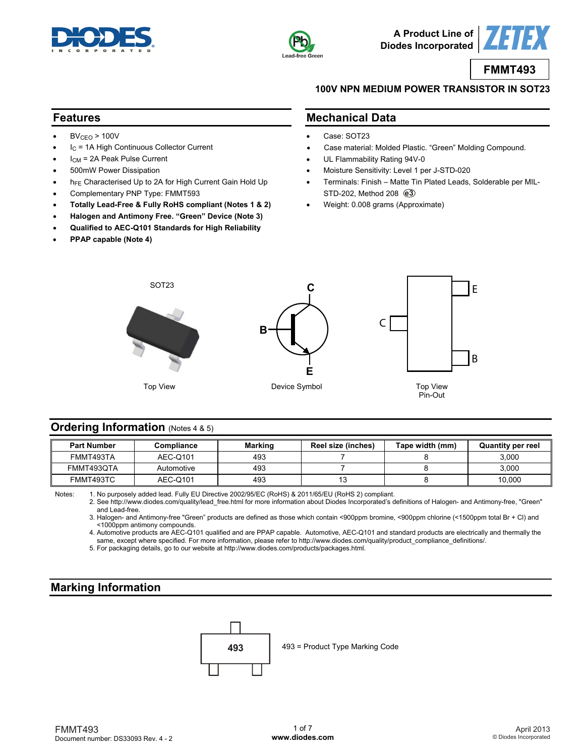A Product Line of Diodes Incorporated

# FMMT493

## 100V NPN MEDIUM POWER TRANSISTOR IN SOT23

## Features

- $BV_{CEO}$ > 100V
- $I_C$ = 1A High Continuous Collector Current
- $I_{CM}$ = 2A Peak Pulse Current
- 500mW Power Dissipation
- $h_{FE}$ Characterised Up to 2A for High Current Gain Hold Up
- Complementary PNP Type: FMMT593
- **Totally Lead-Free & Fully RoHS compliant (Notes 1 & 2)**
- **Halogen and Antimony Free. "Green" Device (Note 3)**
- **Qualified to AEC-Q101 Standards for High Reliability**
- **PPAP capable (Note 4)**

## Mechanical Data

- Case: SOT23
- Case material: Molded Plastic. "Green" Molding Compound.
- UL Flammability Rating 94V-0
- Moisture Sensitivity: Level 1 per J-STD-020
- Terminals: Finish – Matte Tin Plated Leads, Solderable per MIL-STD-202, Method 208 (e3)
- Weight: 0.008 grams (Approximate)

SOT23

Top View

Device Symbol

Top View
Pin-Out

## Ordering Information (Notes 4 & 5)

| Part Number | Compliance | Marking | Reel size (inches) | Tape width (mm) | Quantity per reel |
|---|---|---|---|---|---|
| FMMT493TA | AEC-Q101 | 493 | 7 | 8 | 3,000 |
| FMMT493QTA | Automotive | 493 | 7 | 8 | 3,000 |
| FMMT493TC | AEC-Q101 | 493 | 13 | 8 | 10,000 |

Notes:
1. No purposely added lead. Fully EU Directive 2002/95/EC (RoHS) & 2011/65/EU (RoHS 2) compliant.
2. See http://www.diodes.com/quality/lead_free.html for more information about Diodes Incorporated's definitions of Halogen- and Antimony-free, "Green" and Lead-free.
3. Halogen- and Antimony-free "Green" products are defined as those which contain <900ppm bromine, <900ppm chlorine (<1500ppm total Br + Cl) and <1000ppm antimony compounds.
4. Automotive products are AEC-Q101 qualified and are PPAP capable. Automotive, AEC-Q101 and standard products are electrically and thermally the same, except where specified. For more information, please refer to http://www.diodes.com/quality/product_compliance_definitions/.
5. For packaging details, go to our website at http://www.diodes.com/products/packages.html.

## Marking Information

493

493 = Product Type Marking Code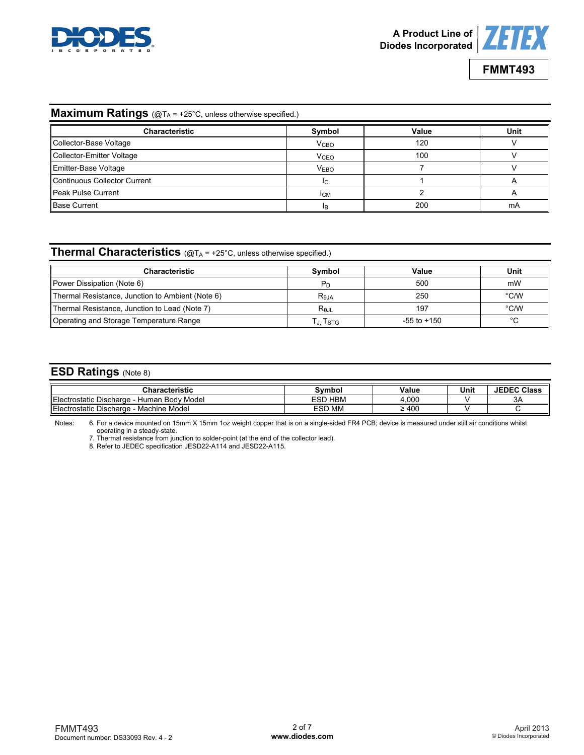## Maximum Ratings (@$T_A$ = +25°C, unless otherwise specified.)

| Characteristic | Symbol | Value | Unit |
|---|---|---|---|
| Collector-Base Voltage | $V_{CBO}$ | 120 | V |
| Collector-Emitter Voltage | $V_{CEO}$ | 100 | V |
| Emitter-Base Voltage | $V_{EBO}$ | 7 | V |
| Continuous Collector Current | $I_C$ | 1 | A |
| Peak Pulse Current | $I_{CM}$ | 2 | A |
| Base Current | $I_B$ | 200 | mA |

## Thermal Characteristics (@$T_A$ = +25°C, unless otherwise specified.)

| Characteristic | Symbol | Value | Unit |
|---|---|---|---|
| Power Dissipation (Note 6) | $P_D$ | 500 | mW |
| Thermal Resistance, Junction to Ambient (Note 6) | $R_{\theta JA}$ | 250 | °C/W |
| Thermal Resistance, Junction to Lead (Note 7) | $R_{\theta JL}$ | 197 | °C/W |
| Operating and Storage Temperature Range | $T_J, T_{STG}$ | -55 to +150 | °C |

## ESD Ratings (Note 8)

| Characteristic | Symbol | Value | Unit | JEDEC Class |
|---|---|---|---|---|
| Electrostatic Discharge - Human Body Model | ESD HBM | 4,000 | V | 3A |
| Electrostatic Discharge - Machine Model | ESD MM | ≥ 400 | V | C |

Notes:
6. For a device mounted on 15mm X 15mm 1oz weight copper that is on a single-sided FR4 PCB; device is measured under still air conditions whilst operating in a steady-state.
7. Thermal resistance from junction to solder-point (at the end of the collector lead).
8. Refer to JEDEC specification JESD22-A114 and JESD22-A115.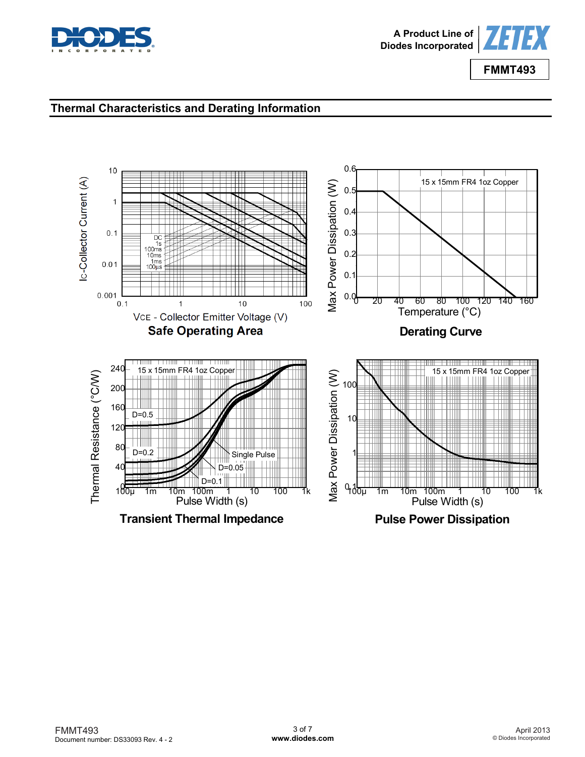## Thermal Characteristics and Derating Information

**Safe Operating Area**

**Derating Curve**

**Transient Thermal Impedance**

**Pulse Power Dissipation**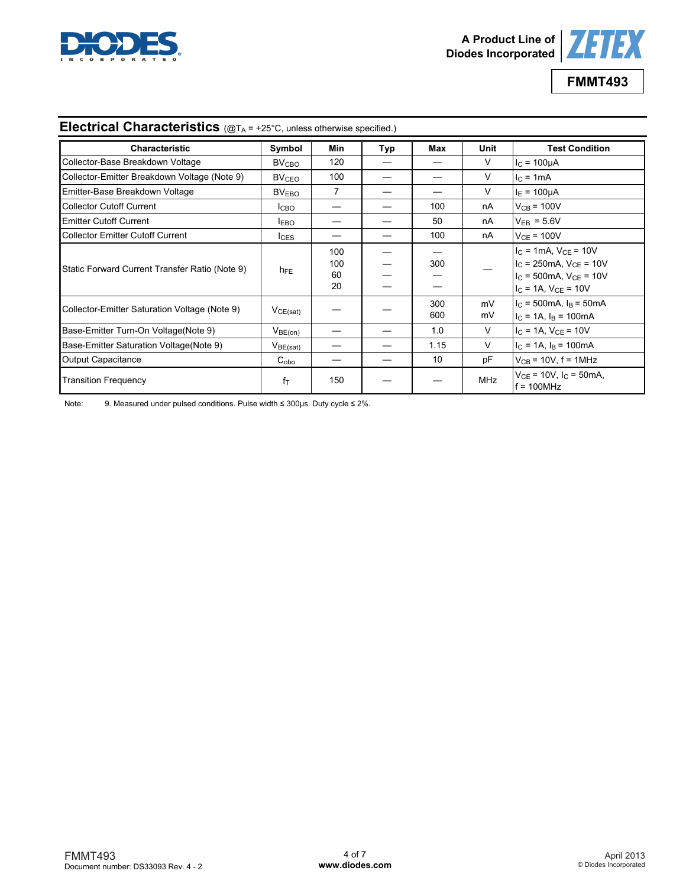## Electrical Characteristics (@$T_A$ = +25°C, unless otherwise specified.)

| Characteristic | Symbol | Min | Typ | Max | Unit | Test Condition |
|---|---|---|---|---|---|---|
| Collector-Base Breakdown Voltage | $BV_{CBO}$ | 120 | — | — | V | $I_C$ = 100µA |
| Collector-Emitter Breakdown Voltage (Note 9) | $BV_{CEO}$ | 100 | — | — | V | $I_C$ = 1mA |
| Emitter-Base Breakdown Voltage | $BV_{EBO}$ | 7 | — | — | V | $I_E$ = 100µA |
| Collector Cutoff Current | $I_{CBO}$ | — | — | 100 | nA | $V_{CB}$ = 100V |
| Emitter Cutoff Current | $I_{EBO}$ | — | — | 50 | nA | $V_{EB}$ = 5.6V |
| Collector Emitter Cutoff Current | $I_{CES}$ | — | — | 100 | nA | $V_{CE}$ = 100V |
| Static Forward Current Transfer Ratio (Note 9) | $h_{FE}$ | 100<br>100<br>60<br>20 | —<br>—<br>—<br>— | —<br>300<br>—<br>— | — | $I_C$ = 1mA, $V_{CE}$ = 10V<br>$I_C$ = 250mA, $V_{CE}$ = 10V<br>$I_C$ = 500mA, $V_{CE}$ = 10V<br>$I_C$ = 1A, $V_{CE}$ = 10V |
| Collector-Emitter Saturation Voltage (Note 9) | $V_{CE(sat)}$ | — | — | 300<br>600 | mV<br>mV | $I_C$ = 500mA, $I_B$ = 50mA<br>$I_C$ = 1A, $I_B$ = 100mA |
| Base-Emitter Turn-On Voltage(Note 9) | $V_{BE(on)}$ | — | — | 1.0 | V | $I_C$ = 1A, $V_{CE}$ = 10V |
| Base-Emitter Saturation Voltage(Note 9) | $V_{BE(sat)}$ | — | — | 1.15 | V | $I_C$ = 1A, $I_B$ = 100mA |
| Output Capacitance | $C_{obo}$ | — | — | 10 | pF | $V_{CB}$ = 10V, f = 1MHz |
| Transition Frequency | $f_T$ | 150 | — | — | MHz | $V_{CE}$ = 10V, $I_C$ = 50mA,<br>f = 100MHz |

Note: 9. Measured under pulsed conditions. Pulse width ≤ 300µs. Duty cycle ≤ 2%.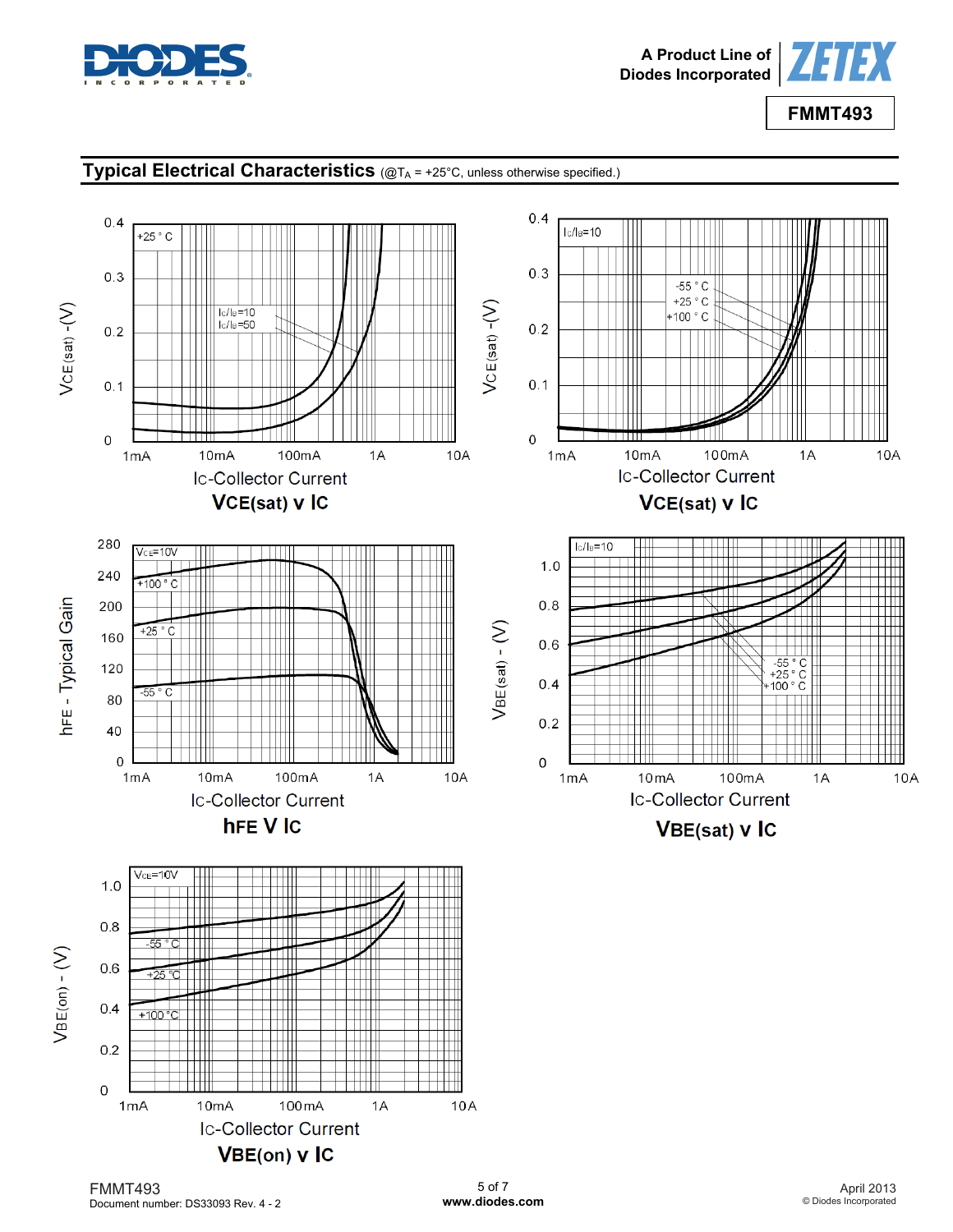## Typical Electrical Characteristics (@$T_A$ = +25°C, unless otherwise specified.)

**VCE(sat) v IC**

**VCE(sat) v IC**

**hFE V IC**

**VBE(sat) v IC**

**VBE(on) v IC**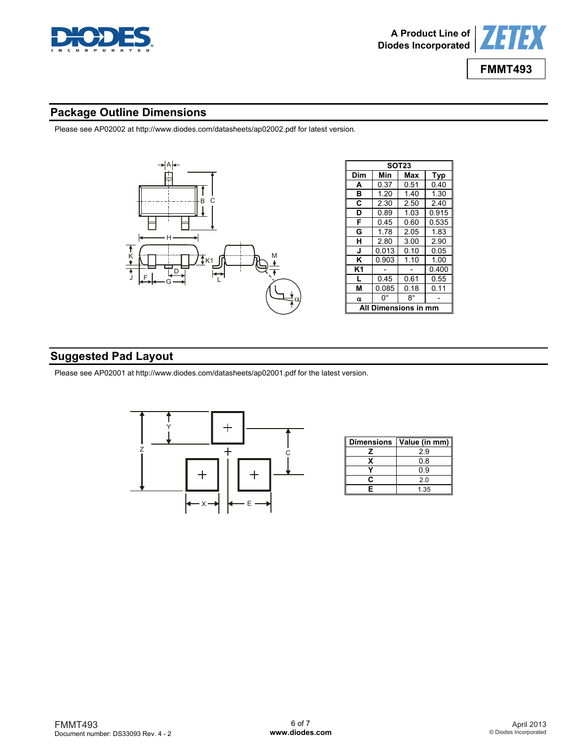## Package Outline Dimensions

Please see AP02002 at http://www.diodes.com/datasheets/ap02002.pdf for latest version.

| SOT23 | | | |
|---|---|---|---|
| Dim | Min | Max | Typ |
| A | 0.37 | 0.51 | 0.40 |
| B | 1.20 | 1.40 | 1.30 |
| C | 2.30 | 2.50 | 2.40 |
| D | 0.89 | 1.03 | 0.915 |
| F | 0.45 | 0.60 | 0.535 |
| G | 1.78 | 2.05 | 1.83 |
| H | 2.80 | 3.00 | 2.90 |
| J | 0.013 | 0.10 | 0.05 |
| K | 0.903 | 1.10 | 1.00 |
| K1 | - | - | 0.400 |
| L | 0.45 | 0.61 | 0.55 |
| M | 0.085 | 0.18 | 0.11 |
| α | 0° | 8° | - |
| All Dimensions in mm | | | |

## Suggested Pad Layout

Please see AP02001 at http://www.diodes.com/datasheets/ap02001.pdf for the latest version.

| Dimensions | Value (in mm) |
|---|---|
| Z | 2.9 |
| X | 0.8 |
| Y | 0.9 |
| C | 2.0 |
| E | 1.35 |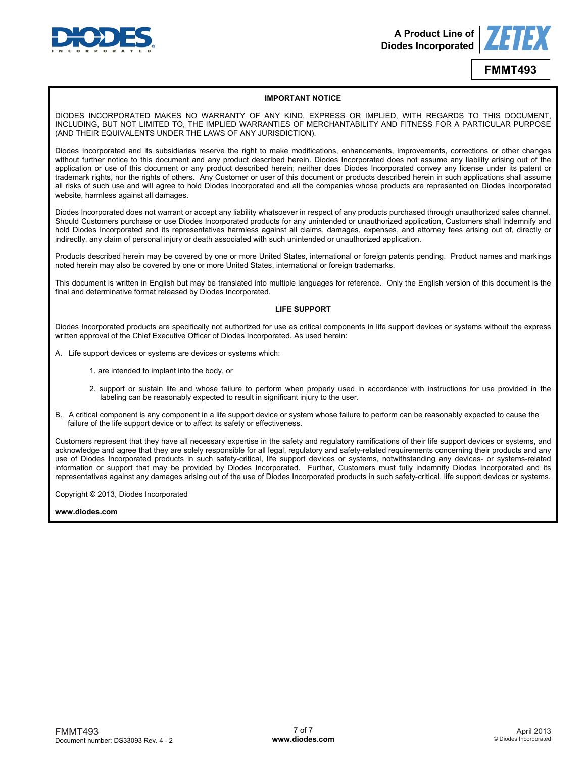## IMPORTANT NOTICE

DIODES INCORPORATED MAKES NO WARRANTY OF ANY KIND, EXPRESS OR IMPLIED, WITH REGARDS TO THIS DOCUMENT, INCLUDING, BUT NOT LIMITED TO, THE IMPLIED WARRANTIES OF MERCHANTABILITY AND FITNESS FOR A PARTICULAR PURPOSE (AND THEIR EQUIVALENTS UNDER THE LAWS OF ANY JURISDICTION).

Diodes Incorporated and its subsidiaries reserve the right to make modifications, enhancements, improvements, corrections or other changes without further notice to this document and any product described herein. Diodes Incorporated does not assume any liability arising out of the application or use of this document or any product described herein; neither does Diodes Incorporated convey any license under its patent or trademark rights, nor the rights of others. Any Customer or user of this document or products described herein in such applications shall assume all risks of such use and will agree to hold Diodes Incorporated and all the companies whose products are represented on Diodes Incorporated website, harmless against all damages.

Diodes Incorporated does not warrant or accept any liability whatsoever in respect of any products purchased through unauthorized sales channel. Should Customers purchase or use Diodes Incorporated products for any unintended or unauthorized application, Customers shall indemnify and hold Diodes Incorporated and its representatives harmless against all claims, damages, expenses, and attorney fees arising out of, directly or indirectly, any claim of personal injury or death associated with such unintended or unauthorized application.

Products described herein may be covered by one or more United States, international or foreign patents pending. Product names and markings noted herein may also be covered by one or more United States, international or foreign trademarks.

This document is written in English but may be translated into multiple languages for reference. Only the English version of this document is the final and determinative format released by Diodes Incorporated.

## LIFE SUPPORT

Diodes Incorporated products are specifically not authorized for use as critical components in life support devices or systems without the express written approval of the Chief Executive Officer of Diodes Incorporated. As used herein:

A. Life support devices or systems are devices or systems which:

1. are intended to implant into the body, or
2. support or sustain life and whose failure to perform when properly used in accordance with instructions for use provided in the labeling can be reasonably expected to result in significant injury to the user.

B. A critical component is any component in a life support device or system whose failure to perform can be reasonably expected to cause the failure of the life support device or to affect its safety or effectiveness.

Customers represent that they have all necessary expertise in the safety and regulatory ramifications of their life support devices or systems, and acknowledge and agree that they are solely responsible for all legal, regulatory and safety-related requirements concerning their products and any use of Diodes Incorporated products in such safety-critical, life support devices or systems, notwithstanding any devices- or systems-related information or support that may be provided by Diodes Incorporated. Further, Customers must fully indemnify Diodes Incorporated and its representatives against any damages arising out of the use of Diodes Incorporated products in such safety-critical, life support devices or systems.

Copyright © 2013, Diodes Incorporated

**www.diodes.com**